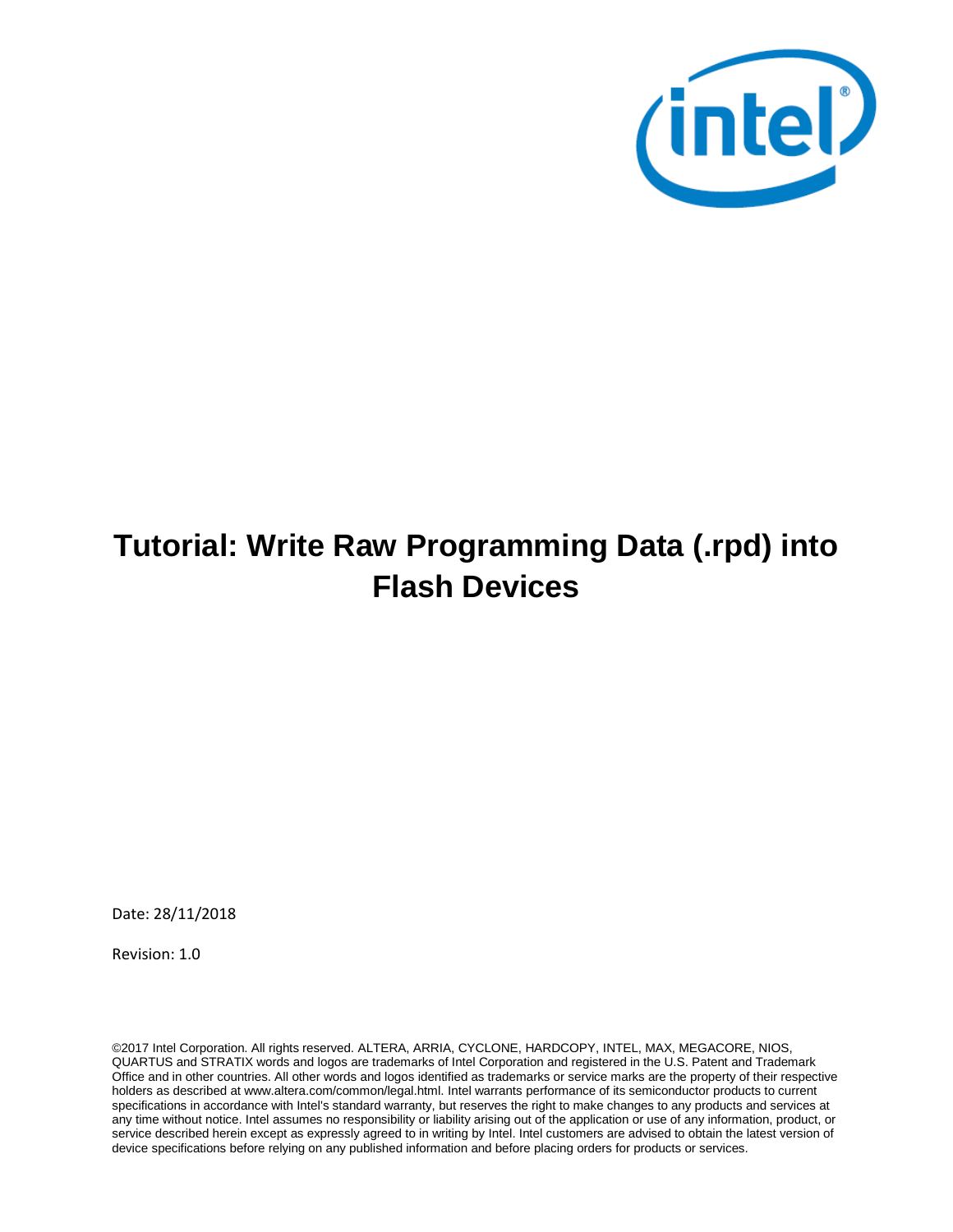# Tutorial: Write Raw Programming Data (.rpd) into Flash Devices

Date: 28/11/2018

Revision: 1.0

©2017 Intel Corporation. All rights reserved. ALTERA, ARRIA, CYCLONE, HARDCOPY, INTEL, MAX, MEGACORE, NIOS, QUARTUS and STRATIX words and logos are trademarks of Intel Corporation and registered in the U.S. Patent and Trademark Office and in other countries. All other words and logos identified as trademarks or service marks are the property of their respective holders as described at www.altera.com/common/legal.html. Intel warrants performance of its semiconductor products to current specifications in accordance with Intel's standard warranty, but reserves the right to make changes to any products and services at any time without notice. Intel assumes no responsibility or liability arising out of the application or use of any information, product, or service described herein except as expressly agreed to in writing by Intel. Intel customers are advised to obtain the latest version of device specifications before relying on any published information and before placing orders for products or services.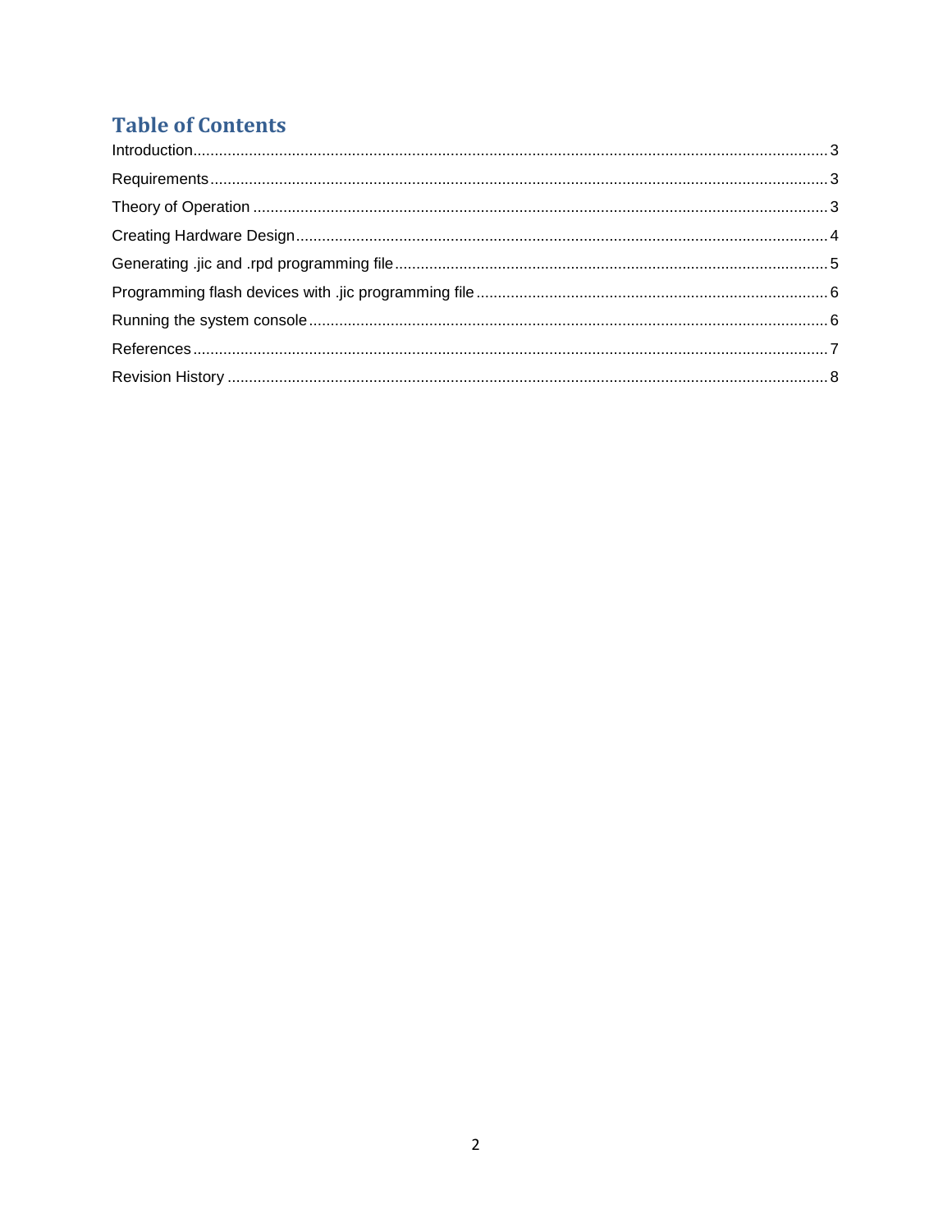# Table of Contents

Introduction ... 3

Requirements ... 3

Theory of Operation ... 3

Creating Hardware Design ... 4

Generating .jic and .rpd programming file ... 5

Programming flash devices with .jic programming file ... 6

Running the system console ... 6

References ... 7

Revision History ... 8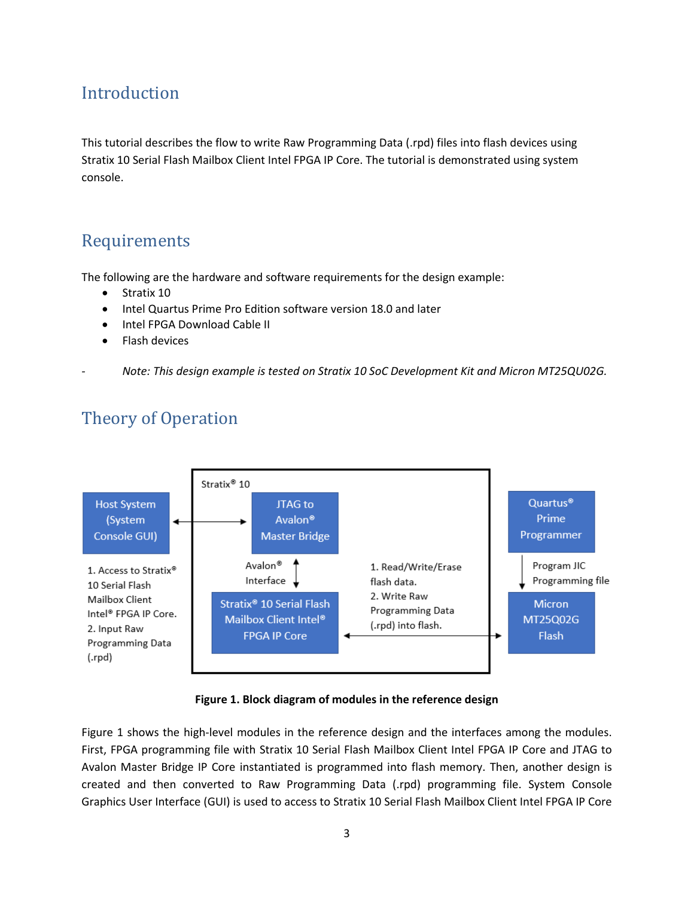## Introduction

This tutorial describes the flow to write Raw Programming Data (.rpd) files into flash devices using Stratix 10 Serial Flash Mailbox Client Intel FPGA IP Core. The tutorial is demonstrated using system console.

## Requirements

The following are the hardware and software requirements for the design example:

- Stratix 10
- Intel Quartus Prime Pro Edition software version 18.0 and later
- Intel FPGA Download Cable II
- Flash devices

- *Note: This design example is tested on Stratix 10 SoC Development Kit and Micron MT25QU02G.*

## Theory of Operation

**Figure 1. Block diagram of modules in the reference design**

Figure 1 shows the high-level modules in the reference design and the interfaces among the modules. First, FPGA programming file with Stratix 10 Serial Flash Mailbox Client Intel FPGA IP Core and JTAG to Avalon Master Bridge IP Core instantiated is programmed into flash memory. Then, another design is created and then converted to Raw Programming Data (.rpd) programming file. System Console Graphics User Interface (GUI) is used to access to Stratix 10 Serial Flash Mailbox Client Intel FPGA IP Core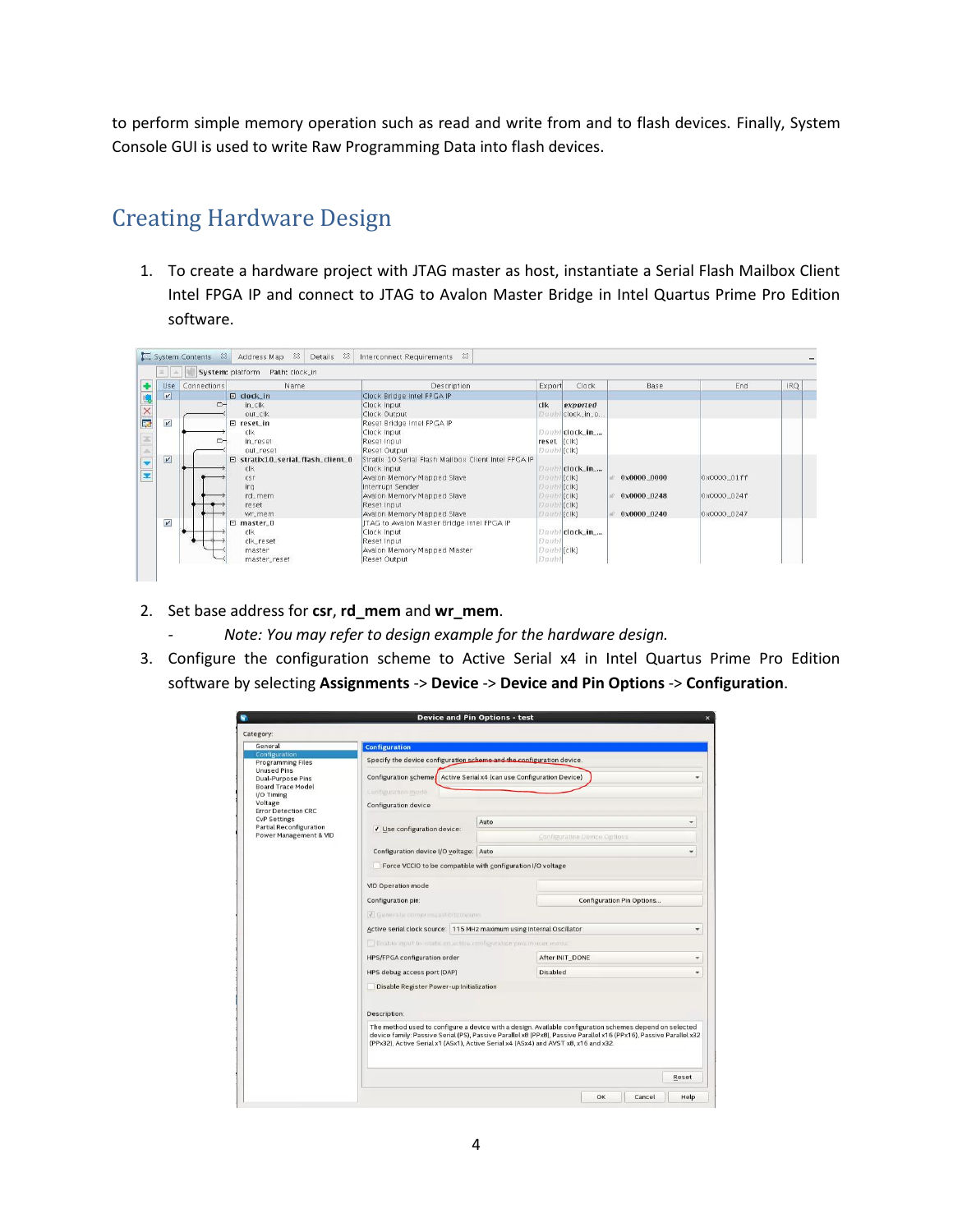to perform simple memory operation such as read and write from and to flash devices. Finally, System Console GUI is used to write Raw Programming Data into flash devices.

## Creating Hardware Design

1. To create a hardware project with JTAG master as host, instantiate a Serial Flash Mailbox Client Intel FPGA IP and connect to JTAG to Avalon Master Bridge in Intel Quartus Prime Pro Edition software.

2. Set base address for **csr**, **rd_mem** and **wr_mem**.
   - *Note: You may refer to design example for the hardware design.*

3. Configure the configuration scheme to Active Serial x4 in Intel Quartus Prime Pro Edition software by selecting **Assignments** -> **Device** -> **Device and Pin Options** -> **Configuration**.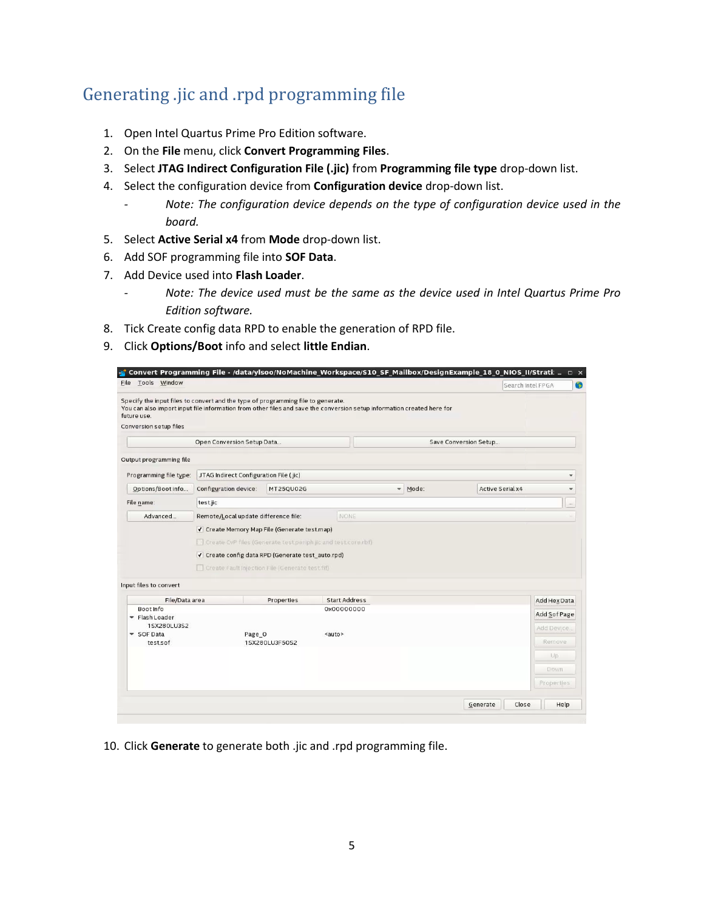## Generating .jic and .rpd programming file

1. Open Intel Quartus Prime Pro Edition software.
2. On the **File** menu, click **Convert Programming Files**.
3. Select **JTAG Indirect Configuration File (.jic)** from **Programming file type** drop-down list.
4. Select the configuration device from **Configuration device** drop-down list.
   - *Note: The configuration device depends on the type of configuration device used in the board.*
5. Select **Active Serial x4** from **Mode** drop-down list.
6. Add SOF programming file into **SOF Data**.
7. Add Device used into **Flash Loader**.
   - *Note: The device used must be the same as the device used in Intel Quartus Prime Pro Edition software.*
8. Tick Create config data RPD to enable the generation of RPD file.
9. Click **Options/Boot** info and select **little Endian**.

10. Click **Generate** to generate both .jic and .rpd programming file.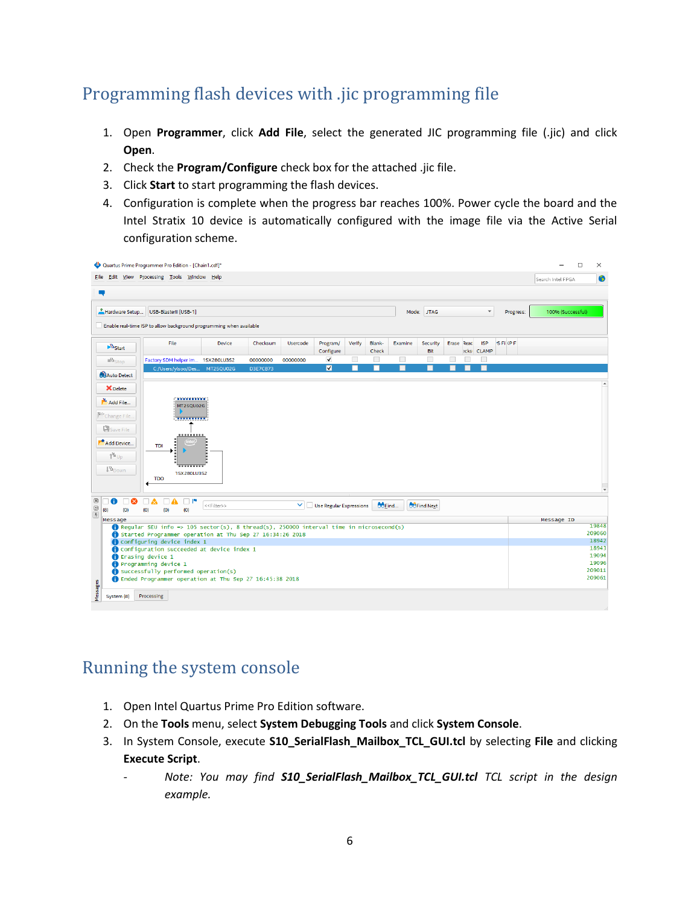## Programming flash devices with .jic programming file

1. Open **Programmer**, click **Add File**, select the generated JIC programming file (.jic) and click **Open**.
2. Check the **Program/Configure** check box for the attached .jic file.
3. Click **Start** to start programming the flash devices.
4. Configuration is complete when the progress bar reaches 100%. Power cycle the board and the Intel Stratix 10 device is automatically configured with the image file via the Active Serial configuration scheme.

## Running the system console

1. Open Intel Quartus Prime Pro Edition software.
2. On the **Tools** menu, select **System Debugging Tools** and click **System Console**.
3. In System Console, execute **S10_SerialFlash_Mailbox_TCL_GUI.tcl** by selecting **File** and clicking **Execute Script**.
   - *Note: You may find **S10_SerialFlash_Mailbox_TCL_GUI.tcl** TCL script in the design example.*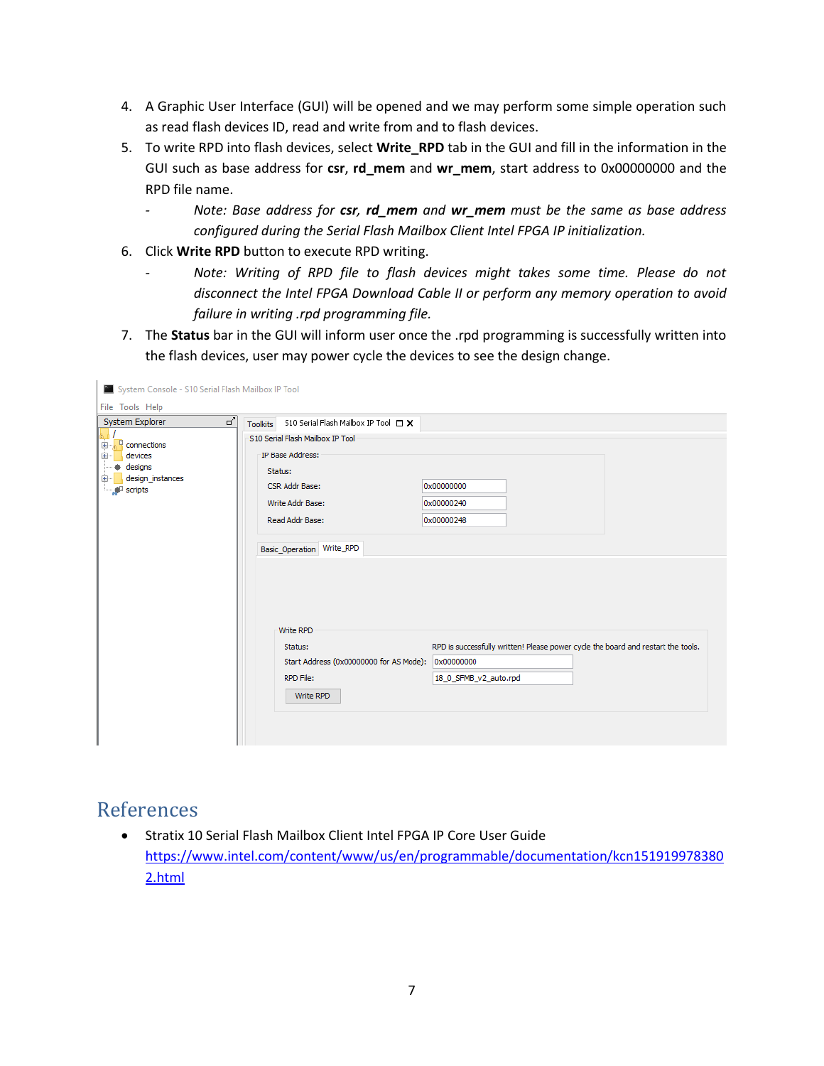4. A Graphic User Interface (GUI) will be opened and we may perform some simple operation such as read flash devices ID, read and write from and to flash devices.
5. To write RPD into flash devices, select **Write_RPD** tab in the GUI and fill in the information in the GUI such as base address for **csr**, **rd_mem** and **wr_mem**, start address to 0x00000000 and the RPD file name.
   - *Note: Base address for **csr**, **rd_mem** and **wr_mem** must be the same as base address configured during the Serial Flash Mailbox Client Intel FPGA IP initialization.*
6. Click **Write RPD** button to execute RPD writing.
   - *Note: Writing of RPD file to flash devices might takes some time. Please do not disconnect the Intel FPGA Download Cable II or perform any memory operation to avoid failure in writing .rpd programming file.*
7. The **Status** bar in the GUI will inform user once the .rpd programming is successfully written into the flash devices, user may power cycle the devices to see the design change.

# References

- Stratix 10 Serial Flash Mailbox Client Intel FPGA IP Core User Guide
  https://www.intel.com/content/www/us/en/programmable/documentation/kcn1519199783802.html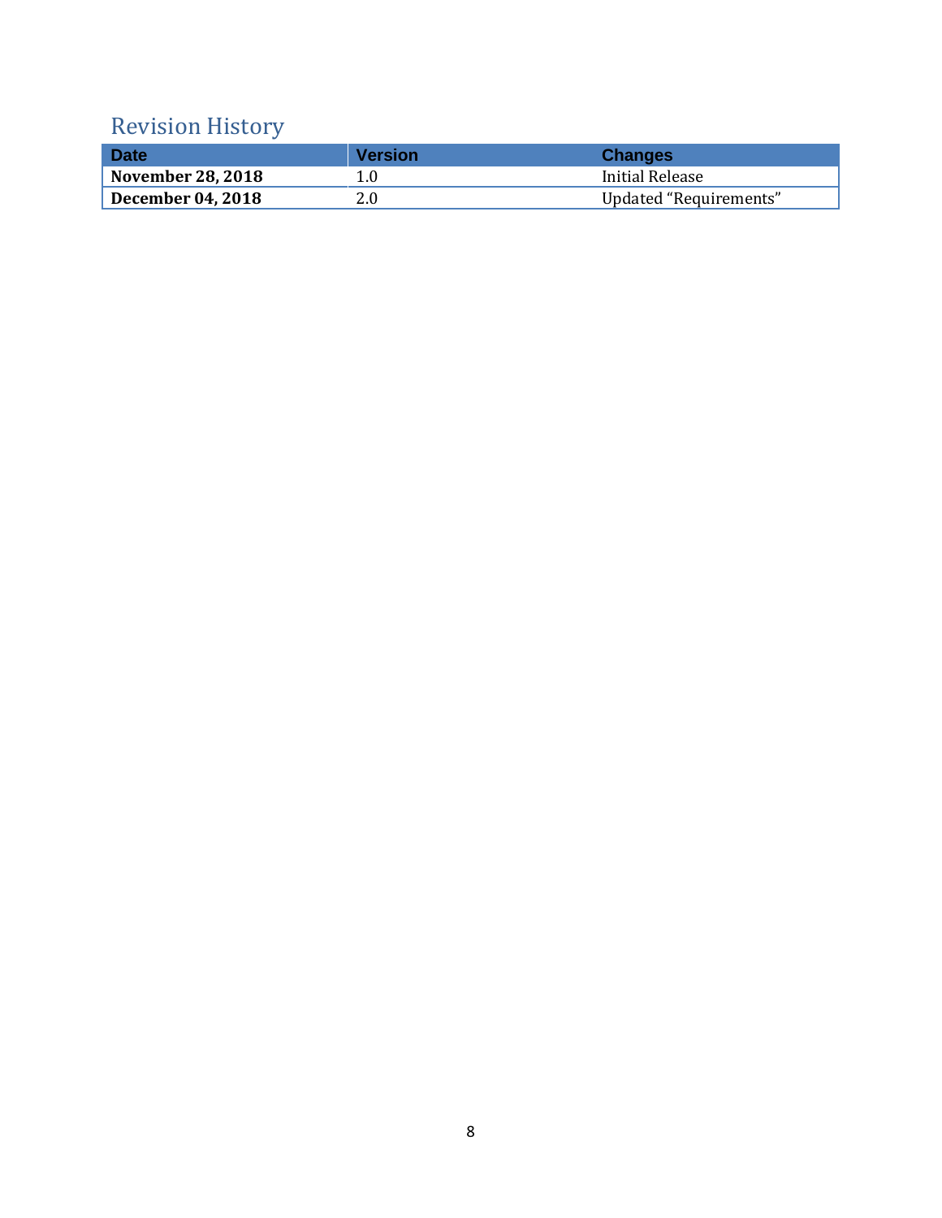## Revision History

| Date | Version | Changes |
| --- | --- | --- |
| **November 28, 2018** | 1.0 | Initial Release |
| **December 04, 2018** | 2.0 | Updated “Requirements” |